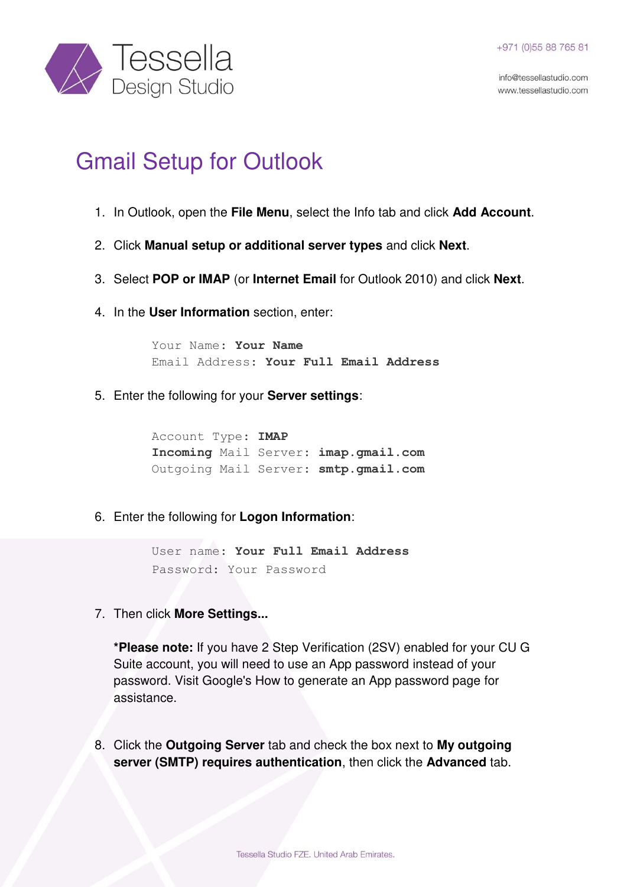Tessella Design Studio

+971 (0)55 88 765 81

info@tessellastudio.com
www.tessellastudio.com

# Gmail Setup for Outlook

1. In Outlook, open the **File Menu**, select the Info tab and click **Add Account**.

2. Click **Manual setup or additional server types** and click **Next**.

3. Select **POP or IMAP** (or **Internet Email** for Outlook 2010) and click **Next**.

4. In the **User Information** section, enter:

   ```
   Your Name: Your Name
   Email Address: Your Full Email Address
   ```

5. Enter the following for your **Server settings**:

   ```
   Account Type: IMAP
   Incoming Mail Server: imap.gmail.com
   Outgoing Mail Server: smtp.gmail.com
   ```

6. Enter the following for **Logon Information**:

   ```
   User name: Your Full Email Address
   Password: Your Password
   ```

7. Then click **More Settings...**

   ***Please note:** If you have 2 Step Verification (2SV) enabled for your CU G Suite account, you will need to use an App password instead of your password. Visit Google's How to generate an App password page for assistance.

8. Click the **Outgoing Server** tab and check the box next to **My outgoing server (SMTP) requires authentication**, then click the **Advanced** tab.

Tessella Studio FZE. United Arab Emirates.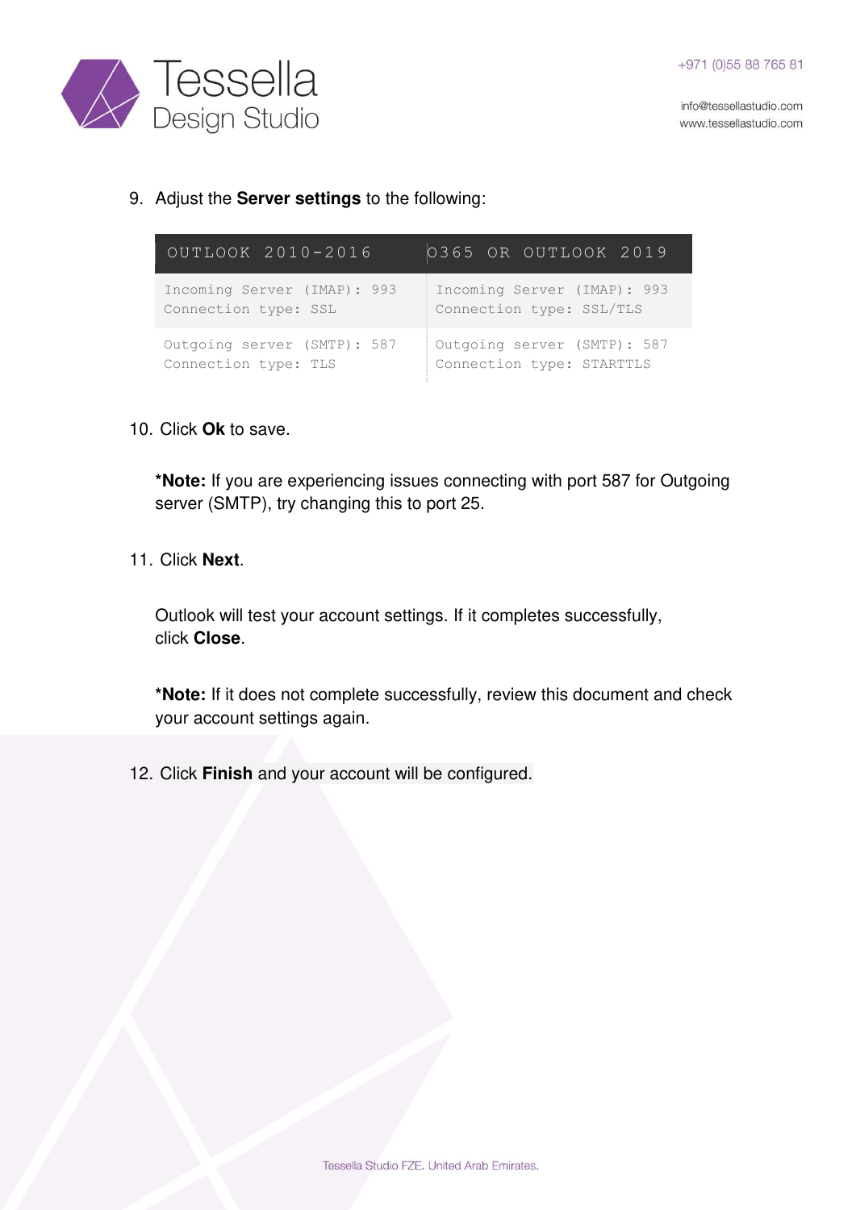9. Adjust the **Server settings** to the following:

| OUTLOOK 2010-2016 | O365 OR OUTLOOK 2019 |
| --- | --- |
| Incoming Server (IMAP): 993<br>Connection type: SSL | Incoming Server (IMAP): 993<br>Connection type: SSL/TLS |
| Outgoing server (SMTP): 587<br>Connection type: TLS | Outgoing server (SMTP): 587<br>Connection type: STARTTLS |

10. Click **Ok** to save.

    ***Note:** If you are experiencing issues connecting with port 587 for Outgoing server (SMTP), try changing this to port 25.

11. Click **Next**.

    Outlook will test your account settings. If it completes successfully, click **Close**.

    ***Note:** If it does not complete successfully, review this document and check your account settings again.

12. Click **Finish** and your account will be configured.